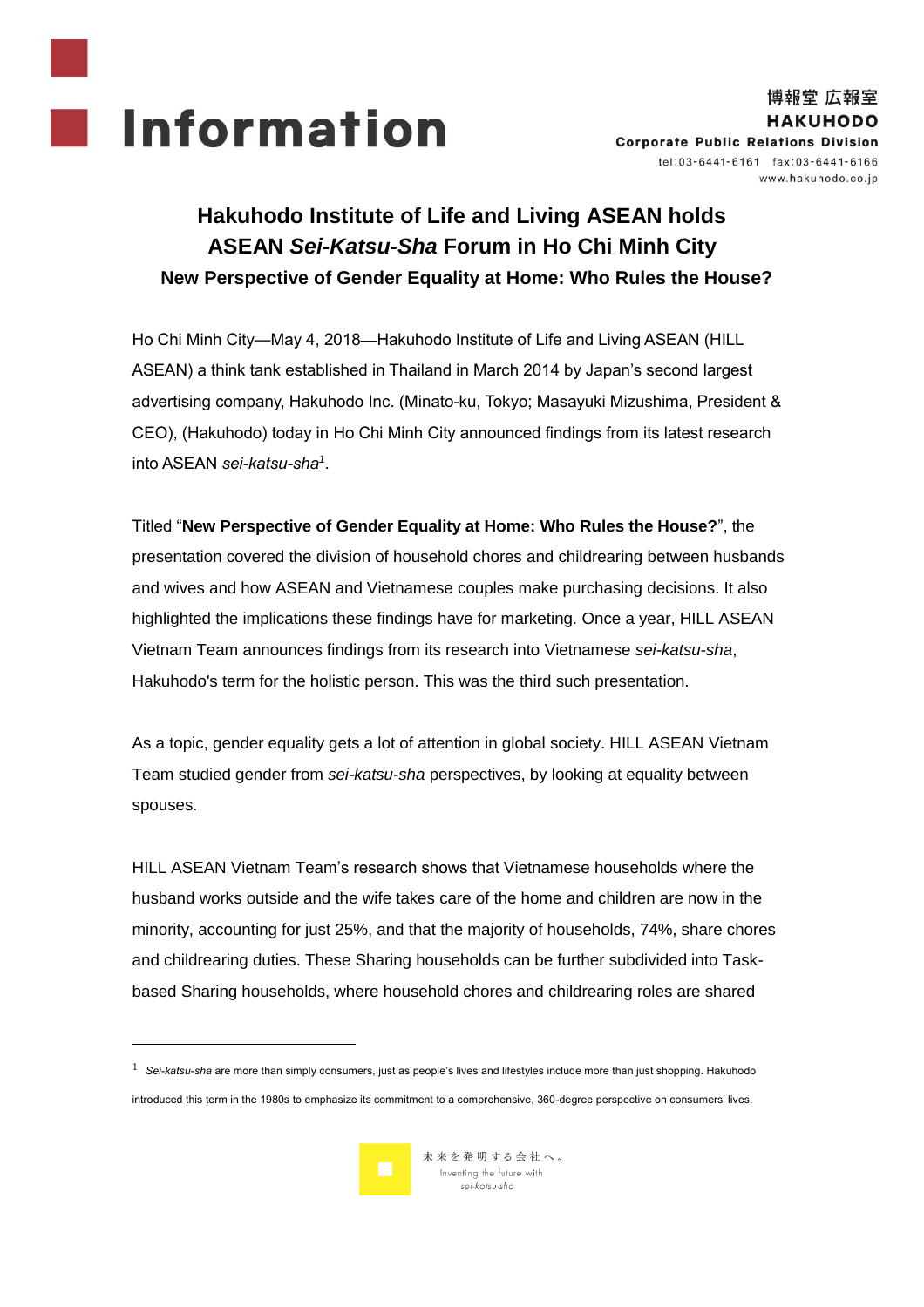# Information

博報堂 広報室
**HAKUHODO**
**Corporate Public Relations Division**
tel:03-6441-6161 fax:03-6441-6166
www.hakuhodo.co.jp

## Hakuhodo Institute of Life and Living ASEAN holds ASEAN *Sei-Katsu-Sha* Forum in Ho Chi Minh City

### New Perspective of Gender Equality at Home: Who Rules the House?

Ho Chi Minh City—May 4, 2018—Hakuhodo Institute of Life and Living ASEAN (HILL ASEAN) a think tank established in Thailand in March 2014 by Japan's second largest advertising company, Hakuhodo Inc. (Minato-ku, Tokyo; Masayuki Mizushima, President & CEO), (Hakuhodo) today in Ho Chi Minh City announced findings from its latest research into ASEAN *sei-katsu-sha*[1].

Titled "**New Perspective of Gender Equality at Home: Who Rules the House?**", the presentation covered the division of household chores and childrearing between husbands and wives and how ASEAN and Vietnamese couples make purchasing decisions. It also highlighted the implications these findings have for marketing. Once a year, HILL ASEAN Vietnam Team announces findings from its research into Vietnamese *sei-katsu-sha*, Hakuhodo's term for the holistic person. This was the third such presentation.

As a topic, gender equality gets a lot of attention in global society. HILL ASEAN Vietnam Team studied gender from *sei-katsu-sha* perspectives, by looking at equality between spouses.

HILL ASEAN Vietnam Team's research shows that Vietnamese households where the husband works outside and the wife takes care of the home and children are now in the minority, accounting for just 25%, and that the majority of households, 74%, share chores and childrearing duties. These Sharing households can be further subdivided into Task-based Sharing households, where household chores and childrearing roles are shared

---

[1] *Sei-katsu-sha* are more than simply consumers, just as people's lives and lifestyles include more than just shopping. Hakuhodo introduced this term in the 1980s to emphasize its commitment to a comprehensive, 360-degree perspective on consumers' lives.

未来を発明する会社へ。
Inventing the future with *sei-katsu-sha*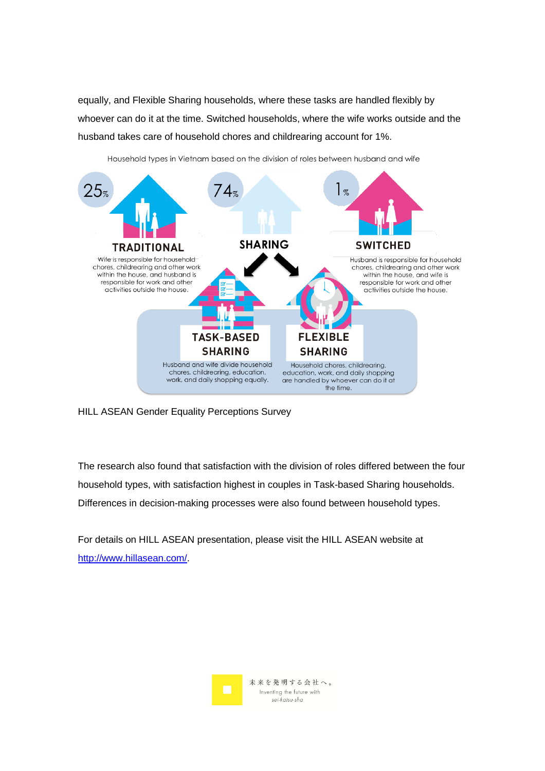equally, and Flexible Sharing households, where these tasks are handled flexibly by whoever can do it at the time. Switched households, where the wife works outside and the husband takes care of household chores and childrearing account for 1%.

Household types in Vietnam based on the division of roles between husband and wife

25%

**TRADITIONAL**

Wife is responsible for household chores, childrearing and other work within the house, and husband is responsible for work and other activities outside the house.

74%

**SHARING**

1%

**SWITCHED**

Husband is responsible for household chores, childrearing and other work within the house, and wife is responsible for work and other activities outside the house.

**TASK-BASED SHARING**

Husband and wife divide household chores, childrearing, education, work, and daily shopping equally.

**FLEXIBLE SHARING**

Household chores, childrearing, education, work, and daily shopping are handled by whoever can do it at the time.

HILL ASEAN Gender Equality Perceptions Survey

The research also found that satisfaction with the division of roles differed between the four household types, with satisfaction highest in couples in Task-based Sharing households. Differences in decision-making processes were also found between household types.

For details on HILL ASEAN presentation, please visit the HILL ASEAN website at http://www.hillasean.com/.

未来を発明する会社へ。
Inventing the future with
sei-katsu-sha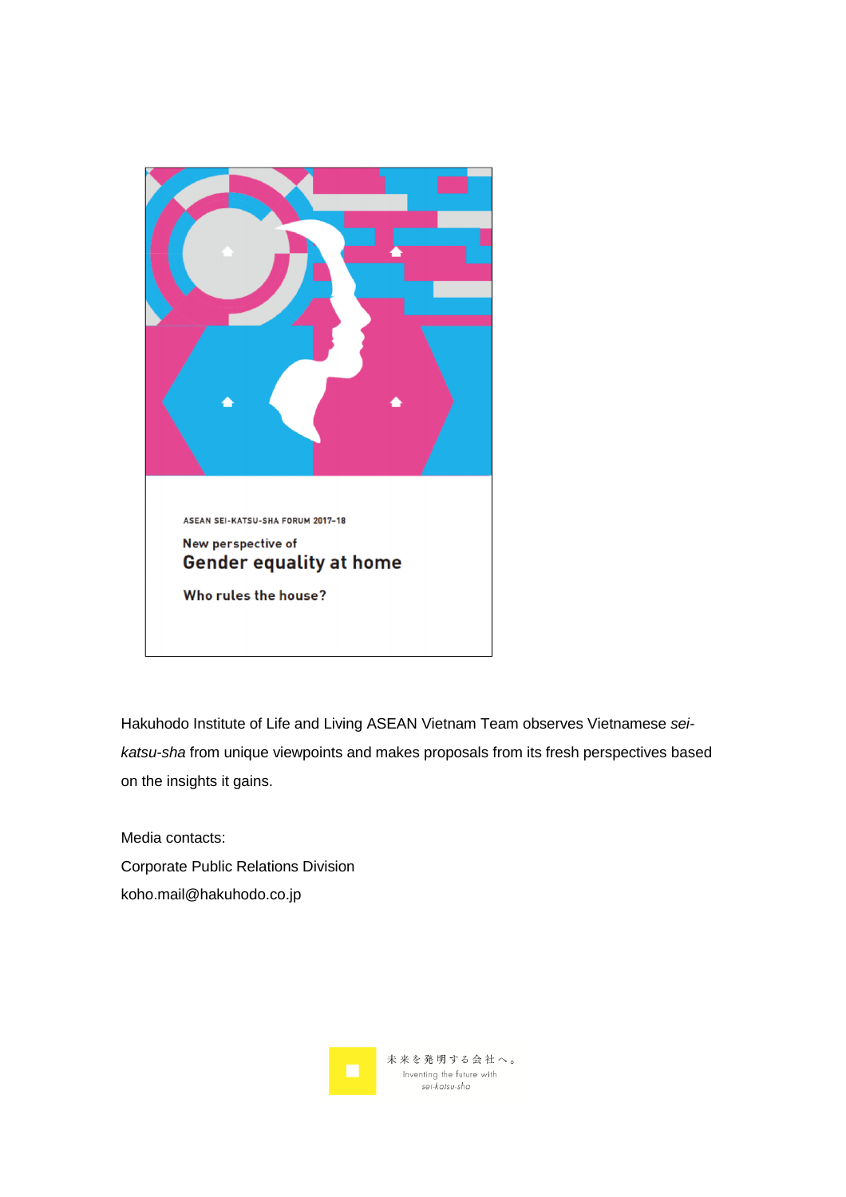ASEAN SEI-KATSU-SHA FORUM 2017-18

New perspective of

**Gender equality at home**

**Who rules the house?**

Hakuhodo Institute of Life and Living ASEAN Vietnam Team observes Vietnamese *sei-katsu-sha* from unique viewpoints and makes proposals from its fresh perspectives based on the insights it gains.

Media contacts:
Corporate Public Relations Division
koho.mail@hakuhodo.co.jp

未来を発明する会社へ。
Inventing the future with *sei-katsu-sha*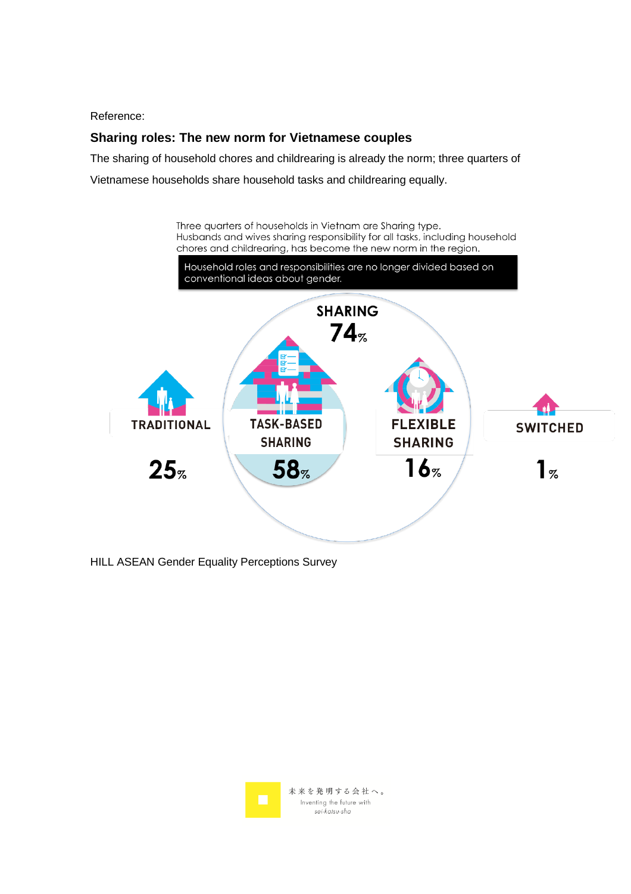Reference:

### Sharing roles: The new norm for Vietnamese couples

The sharing of household chores and childrearing is already the norm; three quarters of Vietnamese households share household tasks and childrearing equally.

Three quarters of households in Vietnam are Sharing type.
Husbands and wives sharing responsibility for all tasks, including household chores and childrearing, has become the new norm in the region.

**Household roles and responsibilities are no longer divided based on conventional ideas about gender.**

SHARING 74%

TRADITIONAL 25%

TASK-BASED SHARING 58%

FLEXIBLE SHARING 16%

SWITCHED 1%

HILL ASEAN Gender Equality Perceptions Survey

未来を発明する会社へ。
Inventing the future with sei-katsu-sha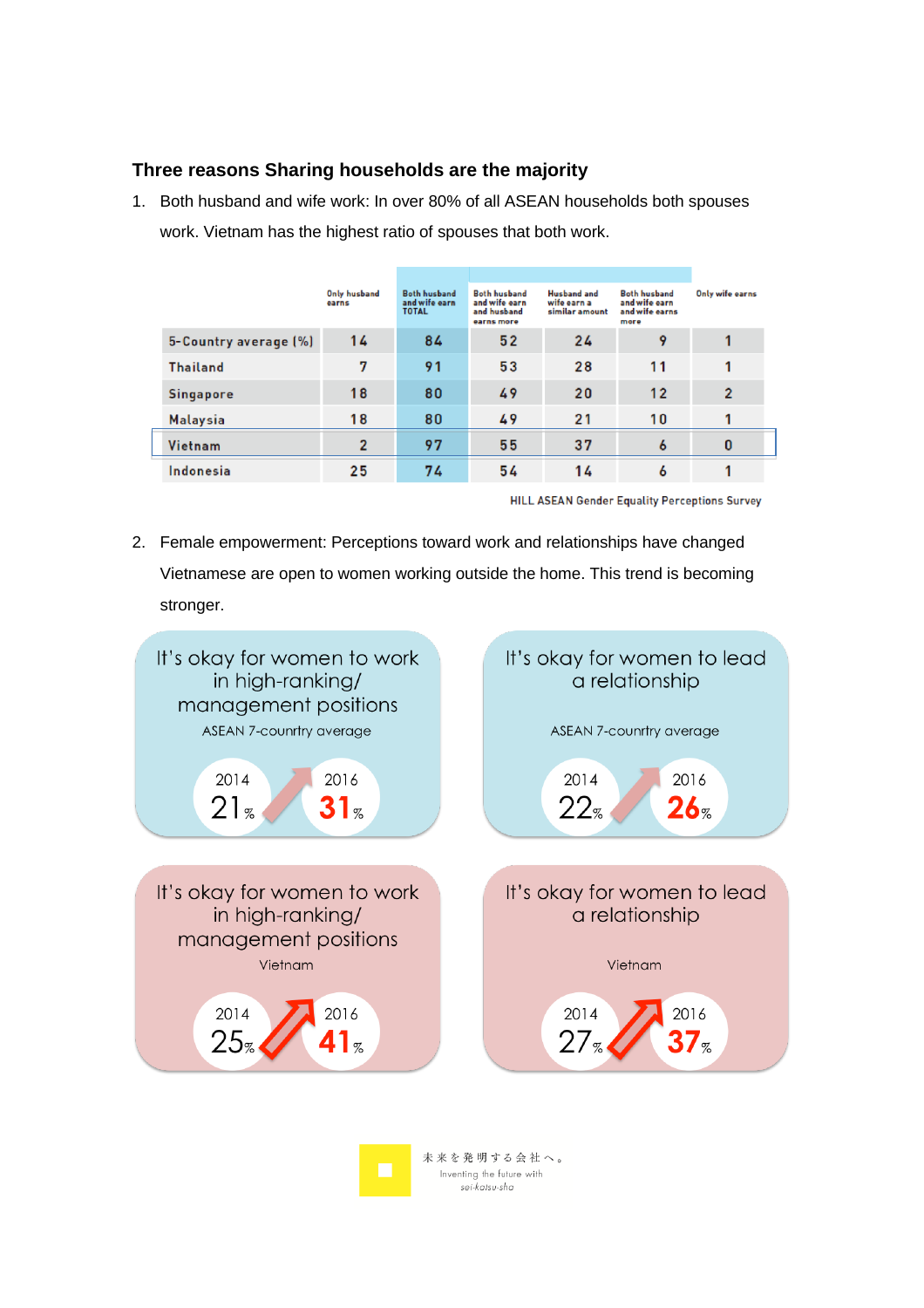### Three reasons Sharing households are the majority

1. Both husband and wife work: In over 80% of all ASEAN households both spouses work. Vietnam has the highest ratio of spouses that both work.

| | Only husband earns | Both husband and wife earn TOTAL | Both husband and wife earn and husband earns more | Husband and wife earn a similar amount | Both husband and wife earn and wife earns more | Only wife earns |
|---|---|---|---|---|---|---|
| 5-Country average (%) | 14 | 84 | 52 | 24 | 9 | 1 |
| Thailand | 7 | 91 | 53 | 28 | 11 | 1 |
| Singapore | 18 | 80 | 49 | 20 | 12 | 2 |
| Malaysia | 18 | 80 | 49 | 21 | 10 | 1 |
| Vietnam | 2 | 97 | 55 | 37 | 6 | 0 |
| Indonesia | 25 | 74 | 54 | 14 | 6 | 1 |

HILL ASEAN Gender Equality Perceptions Survey

2. Female empowerment: Perceptions toward work and relationships have changed Vietnamese are open to women working outside the home. This trend is becoming stronger.

**It's okay for women to work in high-ranking/ management positions**
ASEAN 7-counrtry average
2014: 21% → 2016: 31%

**It's okay for women to lead a relationship**
ASEAN 7-counrtry average
2014: 22% → 2016: 26%

**It's okay for women to work in high-ranking/ management positions**
Vietnam
2014: 25% → 2016: 41%

**It's okay for women to lead a relationship**
Vietnam
2014: 27% → 2016: 37%

未来を発明する会社へ。
Inventing the future with sei-katsu-sha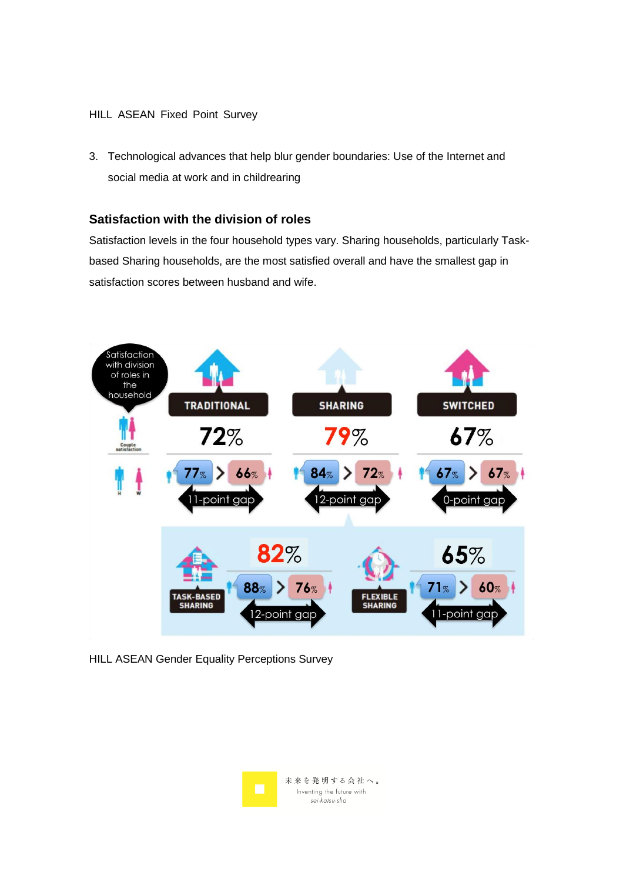3. Technological advances that help blur gender boundaries: Use of the Internet and social media at work and in childrearing

### Satisfaction with the division of roles

Satisfaction levels in the four household types vary. Sharing households, particularly Task-based Sharing households, are the most satisfied overall and have the smallest gap in satisfaction scores between husband and wife.

| Satisfaction with division of roles in the household | TRADITIONAL | SHARING | SWITCHED |
|---|---|---|---|
| Couple satisfaction | 72% | 79% | 67% |
| H > W | 77% > 66% | 84% > 72% | 67% > 67% |
| Gap | 11-point gap | 12-point gap | 0-point gap |

| SHARING | TASK-BASED SHARING | FLEXIBLE SHARING |
|---|---|---|
| Couple satisfaction | 82% | 65% |
| H > W | 88% > 76% | 71% > 60% |
| Gap | 12-point gap | 11-point gap |

HILL ASEAN Gender Equality Perceptions Survey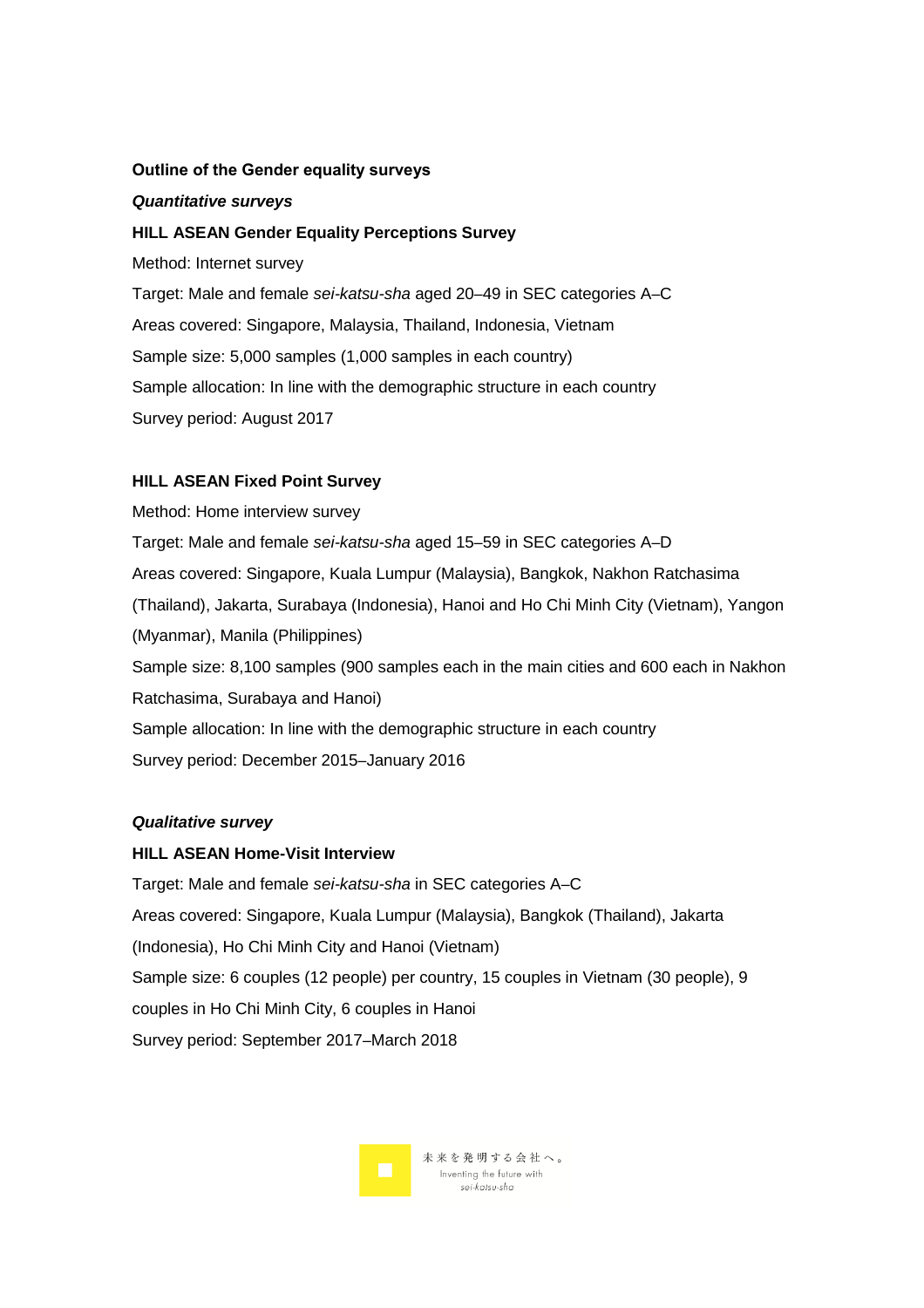**Outline of the Gender equality surveys**

***Quantitative surveys***

**HILL ASEAN Gender Equality Perceptions Survey**

Method: Internet survey

Target: Male and female *sei-katsu-sha* aged 20–49 in SEC categories A–C

Areas covered: Singapore, Malaysia, Thailand, Indonesia, Vietnam

Sample size: 5,000 samples (1,000 samples in each country)

Sample allocation: In line with the demographic structure in each country

Survey period: August 2017

**HILL ASEAN Fixed Point Survey**

Method: Home interview survey

Target: Male and female *sei-katsu-sha* aged 15–59 in SEC categories A–D

Areas covered: Singapore, Kuala Lumpur (Malaysia), Bangkok, Nakhon Ratchasima (Thailand), Jakarta, Surabaya (Indonesia), Hanoi and Ho Chi Minh City (Vietnam), Yangon (Myanmar), Manila (Philippines)

Sample size: 8,100 samples (900 samples each in the main cities and 600 each in Nakhon Ratchasima, Surabaya and Hanoi)

Sample allocation: In line with the demographic structure in each country

Survey period: December 2015–January 2016

***Qualitative survey***

**HILL ASEAN Home-Visit Interview**

Target: Male and female *sei-katsu-sha* in SEC categories A–C

Areas covered: Singapore, Kuala Lumpur (Malaysia), Bangkok (Thailand), Jakarta (Indonesia), Ho Chi Minh City and Hanoi (Vietnam)

Sample size: 6 couples (12 people) per country, 15 couples in Vietnam (30 people), 9 couples in Ho Chi Minh City, 6 couples in Hanoi

Survey period: September 2017–March 2018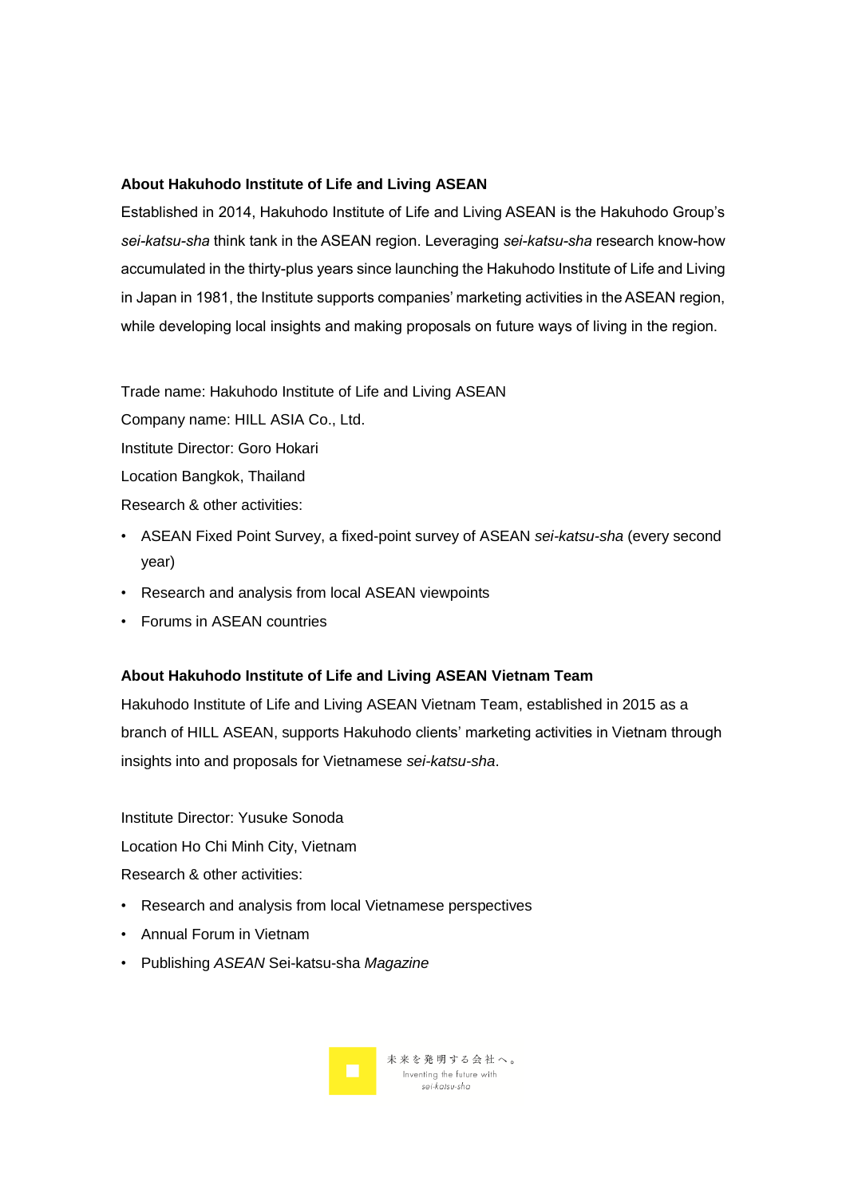**About Hakuhodo Institute of Life and Living ASEAN**

Established in 2014, Hakuhodo Institute of Life and Living ASEAN is the Hakuhodo Group's *sei-katsu-sha* think tank in the ASEAN region. Leveraging *sei-katsu-sha* research know-how accumulated in the thirty-plus years since launching the Hakuhodo Institute of Life and Living in Japan in 1981, the Institute supports companies' marketing activities in the ASEAN region, while developing local insights and making proposals on future ways of living in the region.

Trade name: Hakuhodo Institute of Life and Living ASEAN

Company name: HILL ASIA Co., Ltd.

Institute Director: Goro Hokari

Location Bangkok, Thailand

Research & other activities:

- ASEAN Fixed Point Survey, a fixed-point survey of ASEAN *sei-katsu-sha* (every second year)
- Research and analysis from local ASEAN viewpoints
- Forums in ASEAN countries

**About Hakuhodo Institute of Life and Living ASEAN Vietnam Team**

Hakuhodo Institute of Life and Living ASEAN Vietnam Team, established in 2015 as a branch of HILL ASEAN, supports Hakuhodo clients' marketing activities in Vietnam through insights into and proposals for Vietnamese *sei-katsu-sha*.

Institute Director: Yusuke Sonoda

Location Ho Chi Minh City, Vietnam

Research & other activities:

- Research and analysis from local Vietnamese perspectives
- Annual Forum in Vietnam
- Publishing *ASEAN* Sei-katsu-sha *Magazine*

未来を発明する会社へ。
Inventing the future with *sei-katsu-sha*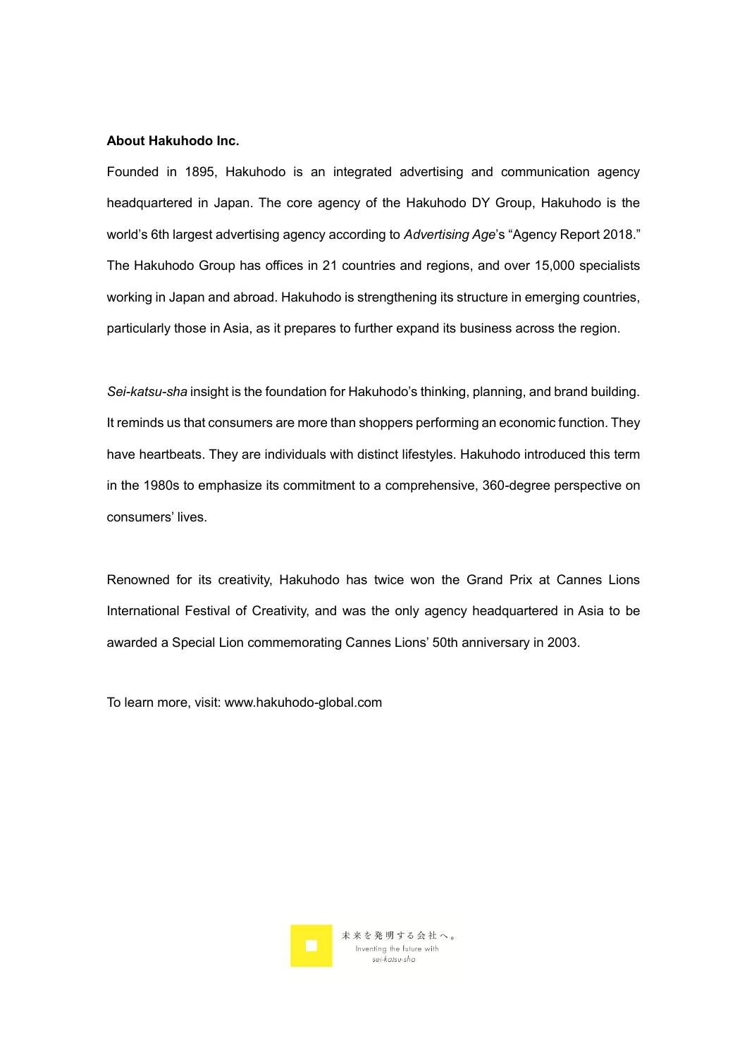**About Hakuhodo Inc.**

Founded in 1895, Hakuhodo is an integrated advertising and communication agency headquartered in Japan. The core agency of the Hakuhodo DY Group, Hakuhodo is the world's 6th largest advertising agency according to *Advertising Age*'s "Agency Report 2018." The Hakuhodo Group has offices in 21 countries and regions, and over 15,000 specialists working in Japan and abroad. Hakuhodo is strengthening its structure in emerging countries, particularly those in Asia, as it prepares to further expand its business across the region.

*Sei-katsu-sha* insight is the foundation for Hakuhodo's thinking, planning, and brand building. It reminds us that consumers are more than shoppers performing an economic function. They have heartbeats. They are individuals with distinct lifestyles. Hakuhodo introduced this term in the 1980s to emphasize its commitment to a comprehensive, 360-degree perspective on consumers' lives.

Renowned for its creativity, Hakuhodo has twice won the Grand Prix at Cannes Lions International Festival of Creativity, and was the only agency headquartered in Asia to be awarded a Special Lion commemorating Cannes Lions' 50th anniversary in 2003.

To learn more, visit: www.hakuhodo-global.com

未来を発明する会社へ。
Inventing the future with
*sei-katsu-sha*